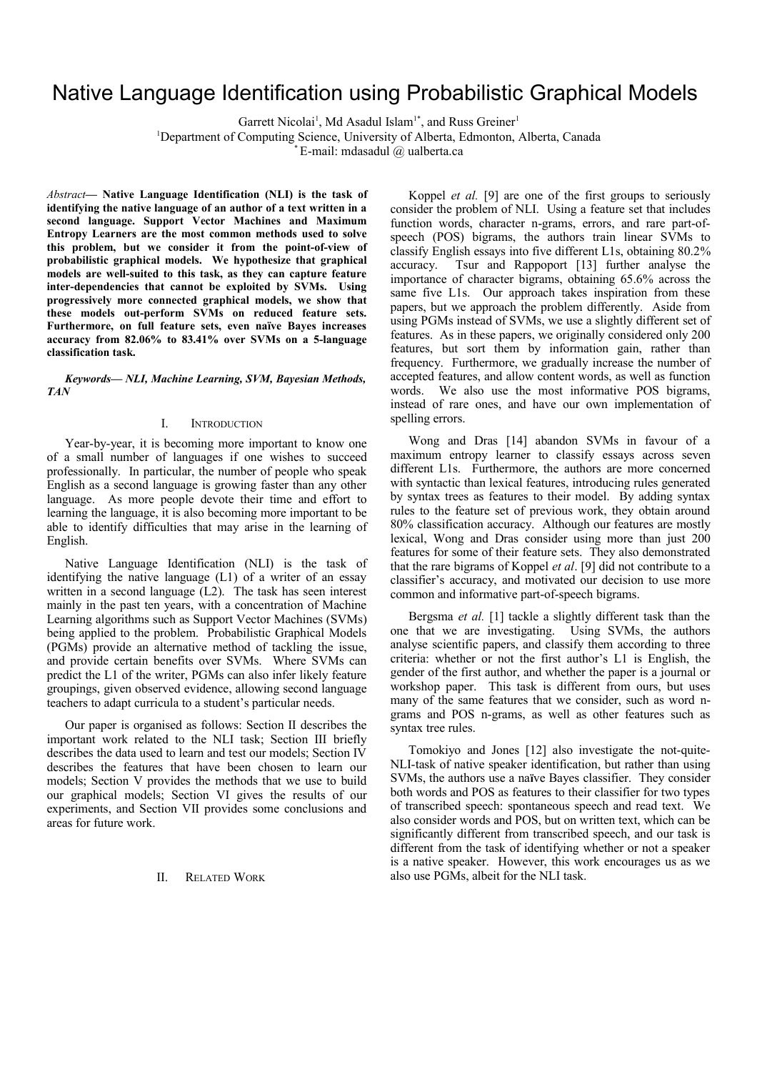# Native Language Identification using Probabilistic Graphical Models

Garrett Nicolai[1], Md Asadul Islam[1*], and Russ Greiner[1]

[1]Department of Computing Science, University of Alberta, Edmonton, Alberta, Canada

[*]E-mail: mdasadul @ ualberta.ca

*Abstract*— **Native Language Identification (NLI) is the task of identifying the native language of an author of a text written in a second language. Support Vector Machines and Maximum Entropy Learners are the most common methods used to solve this problem, but we consider it from the point-of-view of probabilistic graphical models. We hypothesize that graphical models are well-suited to this task, as they can capture feature inter-dependencies that cannot be exploited by SVMs. Using progressively more connected graphical models, we show that these models out-perform SVMs on reduced feature sets. Furthermore, on full feature sets, even naïve Bayes increases accuracy from 82.06% to 83.41% over SVMs on a 5-language classification task.**

***Keywords— NLI, Machine Learning, SVM, Bayesian Methods, TAN***

## I. Introduction

Year-by-year, it is becoming more important to know one of a small number of languages if one wishes to succeed professionally. In particular, the number of people who speak English as a second language is growing faster than any other language. As more people devote their time and effort to learning the language, it is also becoming more important to be able to identify difficulties that may arise in the learning of English.

Native Language Identification (NLI) is the task of identifying the native language (L1) of a writer of an essay written in a second language (L2). The task has seen interest mainly in the past ten years, with a concentration of Machine Learning algorithms such as Support Vector Machines (SVMs) being applied to the problem. Probabilistic Graphical Models (PGMs) provide an alternative method of tackling the issue, and provide certain benefits over SVMs. Where SVMs can predict the L1 of the writer, PGMs can also infer likely feature groupings, given observed evidence, allowing second language teachers to adapt curricula to a student's particular needs.

Our paper is organised as follows: Section II describes the important work related to the NLI task; Section III briefly describes the data used to learn and test our models; Section IV describes the features that have been chosen to learn our models; Section V provides the methods that we use to build our graphical models; Section VI gives the results of our experiments, and Section VII provides some conclusions and areas for future work.

## II. Related Work

Koppel *et al.* [9] are one of the first groups to seriously consider the problem of NLI. Using a feature set that includes function words, character n-grams, errors, and rare part-of-speech (POS) bigrams, the authors train linear SVMs to classify English essays into five different L1s, obtaining 80.2% accuracy. Tsur and Rappoport [13] further analyse the importance of character bigrams, obtaining 65.6% across the same five L1s. Our approach takes inspiration from these papers, but we approach the problem differently. Aside from using PGMs instead of SVMs, we use a slightly different set of features. As in these papers, we originally considered only 200 features, but sort them by information gain, rather than frequency. Furthermore, we gradually increase the number of accepted features, and allow content words, as well as function words. We also use the most informative POS bigrams, instead of rare ones, and have our own implementation of spelling errors.

Wong and Dras [14] abandon SVMs in favour of a maximum entropy learner to classify essays across seven different L1s. Furthermore, the authors are more concerned with syntactic than lexical features, introducing rules generated by syntax trees as features to their model. By adding syntax rules to the feature set of previous work, they obtain around 80% classification accuracy. Although our features are mostly lexical, Wong and Dras consider using more than just 200 features for some of their feature sets. They also demonstrated that the rare bigrams of Koppel *et al*. [9] did not contribute to a classifier's accuracy, and motivated our decision to use more common and informative part-of-speech bigrams.

Bergsma *et al.* [1] tackle a slightly different task than the one that we are investigating. Using SVMs, the authors analyse scientific papers, and classify them according to three criteria: whether or not the first author's L1 is English, the gender of the first author, and whether the paper is a journal or workshop paper. This task is different from ours, but uses many of the same features that we consider, such as word n-grams and POS n-grams, as well as other features such as syntax tree rules.

Tomokiyo and Jones [12] also investigate the not-quite-NLI-task of native speaker identification, but rather than using SVMs, the authors use a naïve Bayes classifier. They consider both words and POS as features to their classifier for two types of transcribed speech: spontaneous speech and read text. We also consider words and POS, but on written text, which can be significantly different from transcribed speech, and our task is different from the task of identifying whether or not a speaker is a native speaker. However, this work encourages us as we also use PGMs, albeit for the NLI task.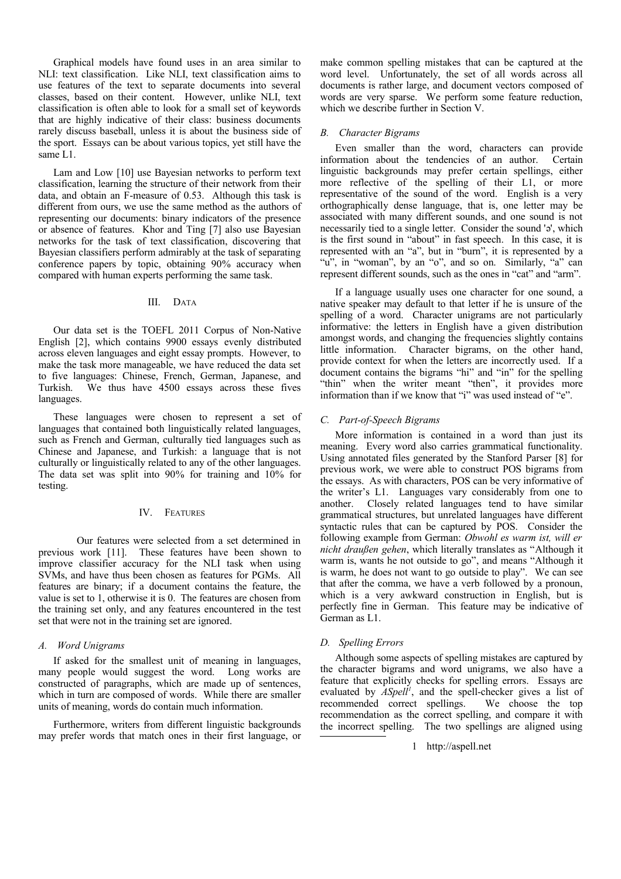Graphical models have found uses in an area similar to NLI: text classification. Like NLI, text classification aims to use features of the text to separate documents into several classes, based on their content. However, unlike NLI, text classification is often able to look for a small set of keywords that are highly indicative of their class: business documents rarely discuss baseball, unless it is about the business side of the sport. Essays can be about various topics, yet still have the same L1.

Lam and Low [10] use Bayesian networks to perform text classification, learning the structure of their network from their data, and obtain an F-measure of 0.53. Although this task is different from ours, we use the same method as the authors of representing our documents: binary indicators of the presence or absence of features. Khor and Ting [7] also use Bayesian networks for the task of text classification, discovering that Bayesian classifiers perform admirably at the task of separating conference papers by topic, obtaining 90% accuracy when compared with human experts performing the same task.

## III. Data

Our data set is the TOEFL 2011 Corpus of Non-Native English [2], which contains 9900 essays evenly distributed across eleven languages and eight essay prompts. However, to make the task more manageable, we have reduced the data set to five languages: Chinese, French, German, Japanese, and Turkish. We thus have 4500 essays across these fives languages.

These languages were chosen to represent a set of languages that contained both linguistically related languages, such as French and German, culturally tied languages such as Chinese and Japanese, and Turkish: a language that is not culturally or linguistically related to any of the other languages. The data set was split into 90% for training and 10% for testing.

## IV. Features

Our features were selected from a set determined in previous work [11]. These features have been shown to improve classifier accuracy for the NLI task when using SVMs, and have thus been chosen as features for PGMs. All features are binary; if a document contains the feature, the value is set to 1, otherwise it is 0. The features are chosen from the training set only, and any features encountered in the test set that were not in the training set are ignored.

### A. Word Unigrams

If asked for the smallest unit of meaning in languages, many people would suggest the word. Long works are constructed of paragraphs, which are made up of sentences, which in turn are composed of words. While there are smaller units of meaning, words do contain much information.

Furthermore, writers from different linguistic backgrounds may prefer words that match ones in their first language, or make common spelling mistakes that can be captured at the word level. Unfortunately, the set of all words across all documents is rather large, and document vectors composed of words are very sparse. We perform some feature reduction, which we describe further in Section V.

### B. Character Bigrams

Even smaller than the word, characters can provide information about the tendencies of an author. Certain linguistic backgrounds may prefer certain spellings, either more reflective of the spelling of their L1, or more representative of the sound of the word. English is a very orthographically dense language, that is, one letter may be associated with many different sounds, and one sound is not necessarily tied to a single letter. Consider the sound 'ə', which is the first sound in "about" in fast speech. In this case, it is represented with an "a", but in "burn", it is represented by a "u", in "woman", by an "o", and so on. Similarly, "a" can represent different sounds, such as the ones in "cat" and "arm".

If a language usually uses one character for one sound, a native speaker may default to that letter if he is unsure of the spelling of a word. Character unigrams are not particularly informative: the letters in English have a given distribution amongst words, and changing the frequencies slightly contains little information. Character bigrams, on the other hand, provide context for when the letters are incorrectly used. If a document contains the bigrams "hi" and "in" for the spelling "thin" when the writer meant "then", it provides more information than if we know that "i" was used instead of "e".

### C. Part-of-Speech Bigrams

More information is contained in a word than just its meaning. Every word also carries grammatical functionality. Using annotated files generated by the Stanford Parser [8] for previous work, we were able to construct POS bigrams from the essays. As with characters, POS can be very informative of the writer's L1. Languages vary considerably from one to another. Closely related languages tend to have similar grammatical structures, but unrelated languages have different syntactic rules that can be captured by POS. Consider the following example from German: *Obwohl es warm ist, will er nicht draußen gehen*, which literally translates as "Although it warm is, wants he not outside to go", and means "Although it is warm, he does not want to go outside to play". We can see that after the comma, we have a verb followed by a pronoun, which is a very awkward construction in English, but is perfectly fine in German. This feature may be indicative of German as L1.

### D. Spelling Errors

Although some aspects of spelling mistakes are captured by the character bigrams and word unigrams, we also have a feature that explicitly checks for spelling errors. Essays are evaluated by *ASpell*[1], and the spell-checker gives a list of recommended correct spellings. We choose the top recommendation as the correct spelling, and compare it with the incorrect spelling. The two spellings are aligned using

1 http://aspell.net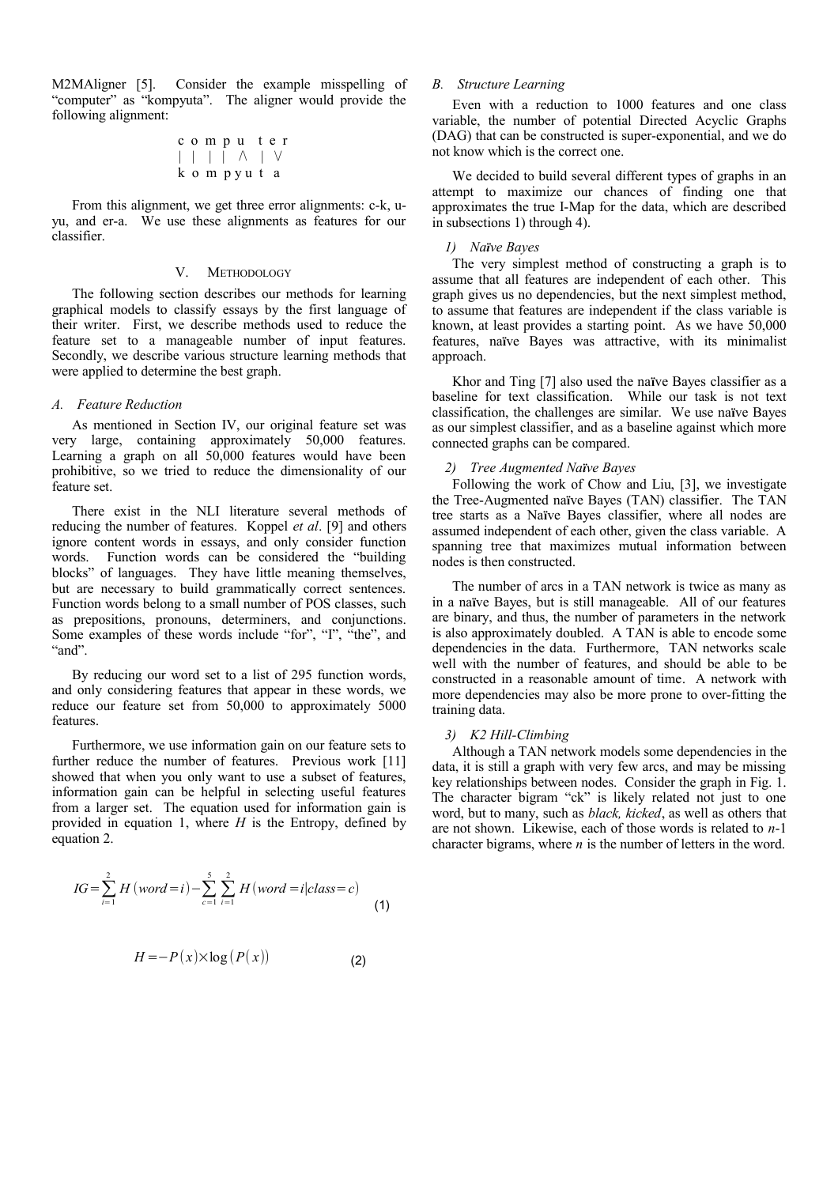M2MAligner [5]. Consider the example misspelling of "computer" as "kompyuta". The aligner would provide the following alignment:

```
c o m p u  t e r
| | | |  /\  | \/
k o m p y u t  a
```

From this alignment, we get three error alignments: c-k, u-yu, and er-a. We use these alignments as features for our classifier.

## V. Methodology

The following section describes our methods for learning graphical models to classify essays by the first language of their writer. First, we describe methods used to reduce the feature set to a manageable number of input features. Secondly, we describe various structure learning methods that were applied to determine the best graph.

### A. Feature Reduction

As mentioned in Section IV, our original feature set was very large, containing approximately 50,000 features. Learning a graph on all 50,000 features would have been prohibitive, so we tried to reduce the dimensionality of our feature set.

There exist in the NLI literature several methods of reducing the number of features. Koppel *et al*. [9] and others ignore content words in essays, and only consider function words. Function words can be considered the "building blocks" of languages. They have little meaning themselves, but are necessary to build grammatically correct sentences. Function words belong to a small number of POS classes, such as prepositions, pronouns, determiners, and conjunctions. Some examples of these words include "for", "I", "the", and "and".

By reducing our word set to a list of 295 function words, and only considering features that appear in these words, we reduce our feature set from 50,000 to approximately 5000 features.

Furthermore, we use information gain on our feature sets to further reduce the number of features. Previous work [11] showed that when you only want to use a subset of features, information gain can be helpful in selecting useful features from a larger set. The equation used for information gain is provided in equation 1, where $H$ is the Entropy, defined by equation 2.

$$IG = \sum_{i=1}^{2} H(word=i) - \sum_{c=1}^{5}\sum_{i=1}^{2} H(word=i|class=c) \quad (1)$$

$$H = -P(x) \times \log(P(x)) \quad (2)$$

### B. Structure Learning

Even with a reduction to 1000 features and one class variable, the number of potential Directed Acyclic Graphs (DAG) that can be constructed is super-exponential, and we do not know which is the correct one.

We decided to build several different types of graphs in an attempt to maximize our chances of finding one that approximates the true I-Map for the data, which are described in subsections 1) through 4).

#### 1) Naïve Bayes

The very simplest method of constructing a graph is to assume that all features are independent of each other. This graph gives us no dependencies, but the next simplest method, to assume that features are independent if the class variable is known, at least provides a starting point. As we have 50,000 features, naïve Bayes was attractive, with its minimalist approach.

Khor and Ting [7] also used the naïve Bayes classifier as a baseline for text classification. While our task is not text classification, the challenges are similar. We use naïve Bayes as our simplest classifier, and as a baseline against which more connected graphs can be compared.

#### 2) Tree Augmented Naïve Bayes

Following the work of Chow and Liu, [3], we investigate the Tree-Augmented naïve Bayes (TAN) classifier. The TAN tree starts as a Naïve Bayes classifier, where all nodes are assumed independent of each other, given the class variable. A spanning tree that maximizes mutual information between nodes is then constructed.

The number of arcs in a TAN network is twice as many as in a naïve Bayes, but is still manageable. All of our features are binary, and thus, the number of parameters in the network is also approximately doubled. A TAN is able to encode some dependencies in the data. Furthermore, TAN networks scale well with the number of features, and should be able to be constructed in a reasonable amount of time. A network with more dependencies may also be more prone to over-fitting the training data.

#### 3) K2 Hill-Climbing

Although a TAN network models some dependencies in the data, it is still a graph with very few arcs, and may be missing key relationships between nodes. Consider the graph in Fig. 1. The character bigram "ck" is likely related not just to one word, but to many, such as *black, kicked*, as well as others that are not shown. Likewise, each of those words is related to $n$-1 character bigrams, where $n$ is the number of letters in the word.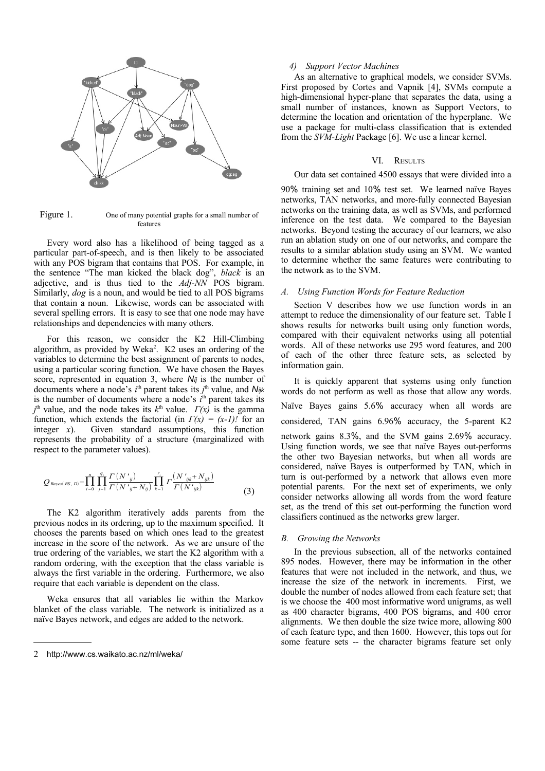Figure 1. One of many potential graphs for a small number of features

Every word also has a likelihood of being tagged as a particular part-of-speech, and is then likely to be associated with any POS bigram that contains that POS. For example, in the sentence "The man kicked the black dog", *black* is an adjective, and is thus tied to the *Adj-NN* POS bigram. Similarly, *dog* is a noun, and would be tied to all POS bigrams that contain a noun. Likewise, words can be associated with several spelling errors. It is easy to see that one node may have relationships and dependencies with many others.

For this reason, we consider the K2 Hill-Climbing algorithm, as provided by Weka[2]. K2 uses an ordering of the variables to determine the best assignment of parents to nodes, using a particular scoring function. We have chosen the Bayes score, represented in equation 3, where $N_{ij}$ is the number of documents where a node's $i^{th}$ parent takes its $j^{th}$ value, and $N_{ijk}$ is the number of documents where a node's $i^{th}$ parent takes its $j^{th}$ value, and the node takes its $k^{th}$ value. $\Gamma(x)$ is the gamma function, which extends the factorial (in $\Gamma(x) = (x-1)!$ for an integer $x$). Given standard assumptions, this function represents the probability of a structure (marginalized with respect to the parameter values).

$$Q_{Bayes(BS,D)} = \prod_{i=0}^{n} \prod_{j=1}^{q_i} \frac{\Gamma(N'_{ij})}{\Gamma(N'_{ij} + N_{ij})} \prod_{k=1}^{r_i} \Gamma \frac{(N'_{ijk} + N_{ijk})}{\Gamma(N'_{ijk})} \quad (3)$$

The K2 algorithm iteratively adds parents from the previous nodes in its ordering, up to the maximum specified. It chooses the parents based on which ones lead to the greatest increase in the score of the network. As we are unsure of the true ordering of the variables, we start the K2 algorithm with a random ordering, with the exception that the class variable is always the first variable in the ordering. Furthermore, we also require that each variable is dependent on the class.

Weka ensures that all variables lie within the Markov blanket of the class variable. The network is initialized as a naïve Bayes network, and edges are added to the network.

#### *4) Support Vector Machines*

As an alternative to graphical models, we consider SVMs. First proposed by Cortes and Vapnik [4], SVMs compute a high-dimensional hyper-plane that separates the data, using a small number of instances, known as Support Vectors, to determine the location and orientation of the hyperplane. We use a package for multi-class classification that is extended from the *SVM-Light* Package [6]. We use a linear kernel.

## VI. Results

Our data set contained 4500 essays that were divided into a 90% training set and 10% test set. We learned naïve Bayes networks, TAN networks, and more-fully connected Bayesian networks on the training data, as well as SVMs, and performed inference on the test data. We compared to the Bayesian networks. Beyond testing the accuracy of our learners, we also run an ablation study on one of our networks, and compare the results to a similar ablation study using an SVM. We wanted to determine whether the same features were contributing to the network as to the SVM.

### *A. Using Function Words for Feature Reduction*

Section V describes how we use function words in an attempt to reduce the dimensionality of our feature set. Table I shows results for networks built using only function words, compared with their equivalent networks using all potential words. All of these networks use 295 word features, and 200 of each of the other three feature sets, as selected by information gain.

It is quickly apparent that systems using only function words do not perform as well as those that allow any words. Naïve Bayes gains 5.6% accuracy when all words are considered, TAN gains 6.96% accuracy, the 5-parent K2 network gains 8.3%, and the SVM gains 2.69% accuracy. Using function words, we see that naïve Bayes out-performs the other two Bayesian networks, but when all words are considered, naïve Bayes is outperformed by TAN, which in turn is out-performed by a network that allows even more potential parents. For the next set of experiments, we only consider networks allowing all words from the word feature set, as the trend of this set out-performing the function word classifiers continued as the networks grew larger.

### *B. Growing the Networks*

In the previous subsection, all of the networks contained 895 nodes. However, there may be information in the other features that were not included in the network, and thus, we increase the size of the network in increments. First, we double the number of nodes allowed from each feature set; that is we choose the 400 most informative word unigrams, as well as 400 character bigrams, 400 POS bigrams, and 400 error alignments. We then double the size twice more, allowing 800 of each feature type, and then 1600. However, this tops out for some feature sets -- the character bigrams feature set only

---

2 http://www.cs.waikato.ac.nz/ml/weka/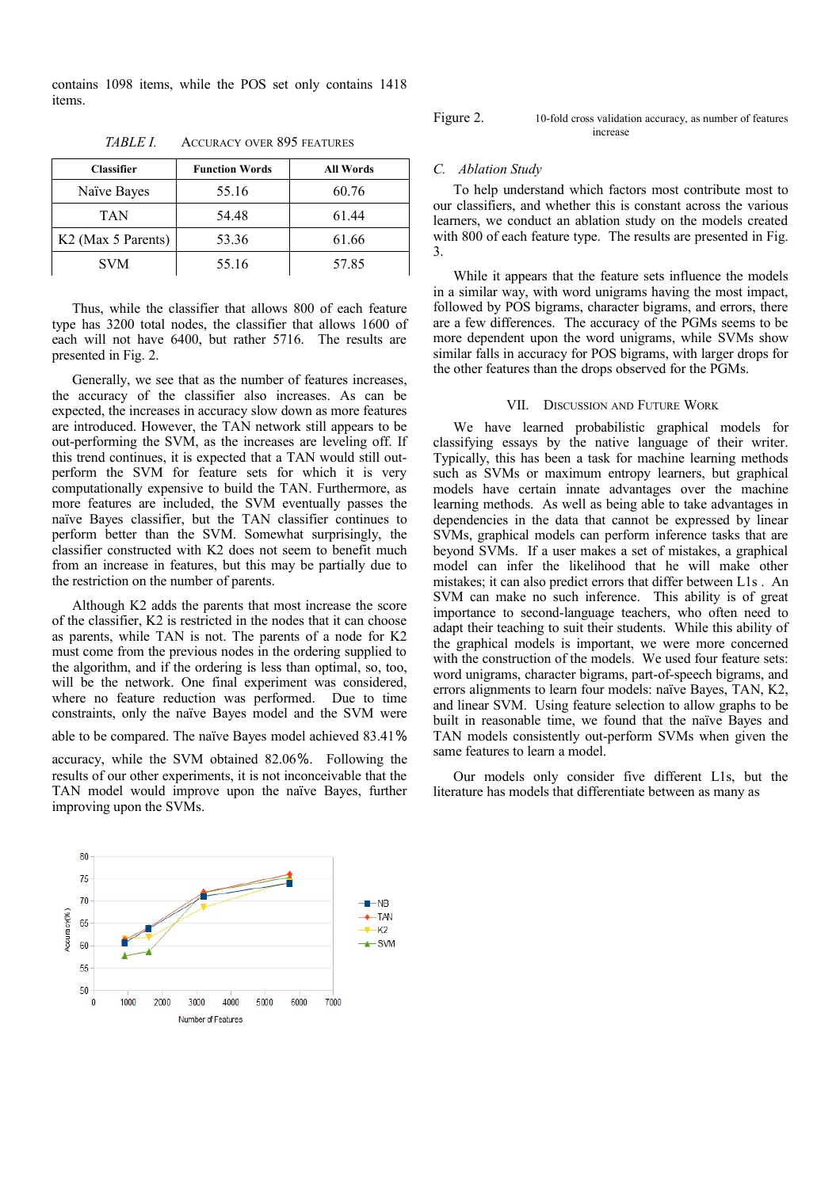contains 1098 items, while the POS set only contains 1418 items.

TABLE I. ACCURACY OVER 895 FEATURES

| Classifier | Function Words | All Words |
|---|---|---|
| Naïve Bayes | 55.16 | 60.76 |
| TAN | 54.48 | 61.44 |
| K2 (Max 5 Parents) | 53.36 | 61.66 |
| SVM | 55.16 | 57.85 |

Thus, while the classifier that allows 800 of each feature type has 3200 total nodes, the classifier that allows 1600 of each will not have 6400, but rather 5716. The results are presented in Fig. 2.

Generally, we see that as the number of features increases, the accuracy of the classifier also increases. As can be expected, the increases in accuracy slow down as more features are introduced. However, the TAN network still appears to be out-performing the SVM, as the increases are leveling off. If this trend continues, it is expected that a TAN would still out-perform the SVM for feature sets for which it is very computationally expensive to build the TAN. Furthermore, as more features are included, the SVM eventually passes the naïve Bayes classifier, but the TAN classifier continues to perform better than the SVM. Somewhat surprisingly, the classifier constructed with K2 does not seem to benefit much from an increase in features, but this may be partially due to the restriction on the number of parents.

Although K2 adds the parents that most increase the score of the classifier, K2 is restricted in the nodes that it can choose as parents, while TAN is not. The parents of a node for K2 must come from the previous nodes in the ordering supplied to the algorithm, and if the ordering is less than optimal, so, too, will be the network. One final experiment was considered, where no feature reduction was performed. Due to time constraints, only the naïve Bayes model and the SVM were able to be compared. The naïve Bayes model achieved 83.41% accuracy, while the SVM obtained 82.06%. Following the results of our other experiments, it is not inconceivable that the TAN model would improve upon the naïve Bayes, further improving upon the SVMs.

Figure 2. 10-fold cross validation accuracy, as number of features increase

### C. Ablation Study

To help understand which factors most contribute most to our classifiers, and whether this is constant across the various learners, we conduct an ablation study on the models created with 800 of each feature type. The results are presented in Fig. 3.

While it appears that the feature sets influence the models in a similar way, with word unigrams having the most impact, followed by POS bigrams, character bigrams, and errors, there are a few differences. The accuracy of the PGMs seems to be more dependent upon the word unigrams, while SVMs show similar falls in accuracy for POS bigrams, with larger drops for the other features than the drops observed for the PGMs.

## VII. Discussion and Future Work

We have learned probabilistic graphical models for classifying essays by the native language of their writer. Typically, this has been a task for machine learning methods such as SVMs or maximum entropy learners, but graphical models have certain innate advantages over the machine learning methods. As well as being able to take advantages in dependencies in the data that cannot be expressed by linear SVMs, graphical models can perform inference tasks that are beyond SVMs. If a user makes a set of mistakes, a graphical model can infer the likelihood that he will make other mistakes; it can also predict errors that differ between L1s . An SVM can make no such inference. This ability is of great importance to second-language teachers, who often need to adapt their teaching to suit their students. While this ability of the graphical models is important, we were more concerned with the construction of the models. We used four feature sets: word unigrams, character bigrams, part-of-speech bigrams, and errors alignments to learn four models: naïve Bayes, TAN, K2, and linear SVM. Using feature selection to allow graphs to be built in reasonable time, we found that the naïve Bayes and TAN models consistently out-perform SVMs when given the same features to learn a model.

Our models only consider five different L1s, but the literature has models that differentiate between as many as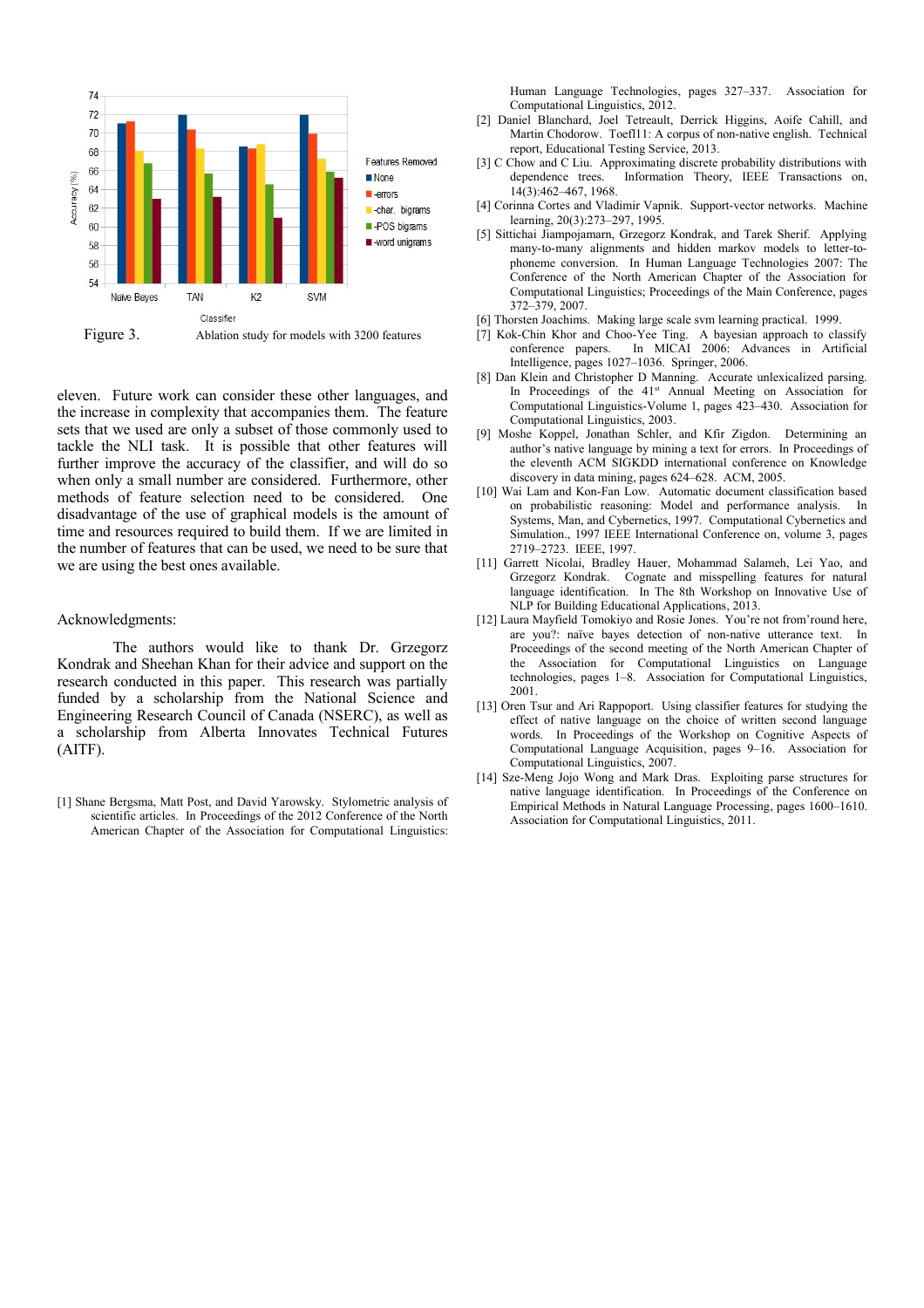74
72
70
68
66
64
62
60
58
56
54

Accuracy (%)

Naive Bayes
TAN
K2
SVM

Classifier

Features Removed
None
-errors
-char. bigrams
-POS bigrams
-word unigrams

Figure 3. Ablation study for models with 3200 features

eleven. Future work can consider these other languages, and the increase in complexity that accompanies them. The feature sets that we used are only a subset of those commonly used to tackle the NLI task. It is possible that other features will further improve the accuracy of the classifier, and will do so when only a small number are considered. Furthermore, other methods of feature selection need to be considered. One disadvantage of the use of graphical models is the amount of time and resources required to build them. If we are limited in the number of features that can be used, we need to be sure that we are using the best ones available.

Acknowledgments:

The authors would like to thank Dr. Grzegorz Kondrak and Sheehan Khan for their advice and support on the research conducted in this paper. This research was partially funded by a scholarship from the National Science and Engineering Research Council of Canada (NSERC), as well as a scholarship from Alberta Innovates Technical Futures (AITF).

[1] Shane Bergsma, Matt Post, and David Yarowsky. Stylometric analysis of scientific articles. In Proceedings of the 2012 Conference of the North American Chapter of the Association for Computational Linguistics: Human Language Technologies, pages 327–337. Association for Computational Linguistics, 2012.

[2] Daniel Blanchard, Joel Tetreault, Derrick Higgins, Aoife Cahill, and Martin Chodorow. Toefl11: A corpus of non-native english. Technical report, Educational Testing Service, 2013.

[3] C Chow and C Liu. Approximating discrete probability distributions with dependence trees. Information Theory, IEEE Transactions on, 14(3):462–467, 1968.

[4] Corinna Cortes and Vladimir Vapnik. Support-vector networks. Machine learning, 20(3):273–297, 1995.

[5] Sittichai Jiampojamarn, Grzegorz Kondrak, and Tarek Sherif. Applying many-to-many alignments and hidden markov models to letter-to-phoneme conversion. In Human Language Technologies 2007: The Conference of the North American Chapter of the Association for Computational Linguistics; Proceedings of the Main Conference, pages 372–379, 2007.

[6] Thorsten Joachims. Making large scale svm learning practical. 1999.

[7] Kok-Chin Khor and Choo-Yee Ting. A bayesian approach to classify conference papers. In MICAI 2006: Advances in Artificial Intelligence, pages 1027–1036. Springer, 2006.

[8] Dan Klein and Christopher D Manning. Accurate unlexicalized parsing. In Proceedings of the 41st Annual Meeting on Association for Computational Linguistics-Volume 1, pages 423–430. Association for Computational Linguistics, 2003.

[9] Moshe Koppel, Jonathan Schler, and Kfir Zigdon. Determining an author's native language by mining a text for errors. In Proceedings of the eleventh ACM SIGKDD international conference on Knowledge discovery in data mining, pages 624–628. ACM, 2005.

[10] Wai Lam and Kon-Fan Low. Automatic document classification based on probabilistic reasoning: Model and performance analysis. In Systems, Man, and Cybernetics, 1997. Computational Cybernetics and Simulation., 1997 IEEE International Conference on, volume 3, pages 2719–2723. IEEE, 1997.

[11] Garrett Nicolai, Bradley Hauer, Mohammad Salameh, Lei Yao, and Grzegorz Kondrak. Cognate and misspelling features for natural language identification. In The 8th Workshop on Innovative Use of NLP for Building Educational Applications, 2013.

[12] Laura Mayfield Tomokiyo and Rosie Jones. You're not from'round here, are you?: naïve bayes detection of non-native utterance text. In Proceedings of the second meeting of the North American Chapter of the Association for Computational Linguistics on Language technologies, pages 1–8. Association for Computational Linguistics, 2001.

[13] Oren Tsur and Ari Rappoport. Using classifier features for studying the effect of native language on the choice of written second language words. In Proceedings of the Workshop on Cognitive Aspects of Computational Language Acquisition, pages 9–16. Association for Computational Linguistics, 2007.

[14] Sze-Meng Jojo Wong and Mark Dras. Exploiting parse structures for native language identification. In Proceedings of the Conference on Empirical Methods in Natural Language Processing, pages 1600–1610. Association for Computational Linguistics, 2011.